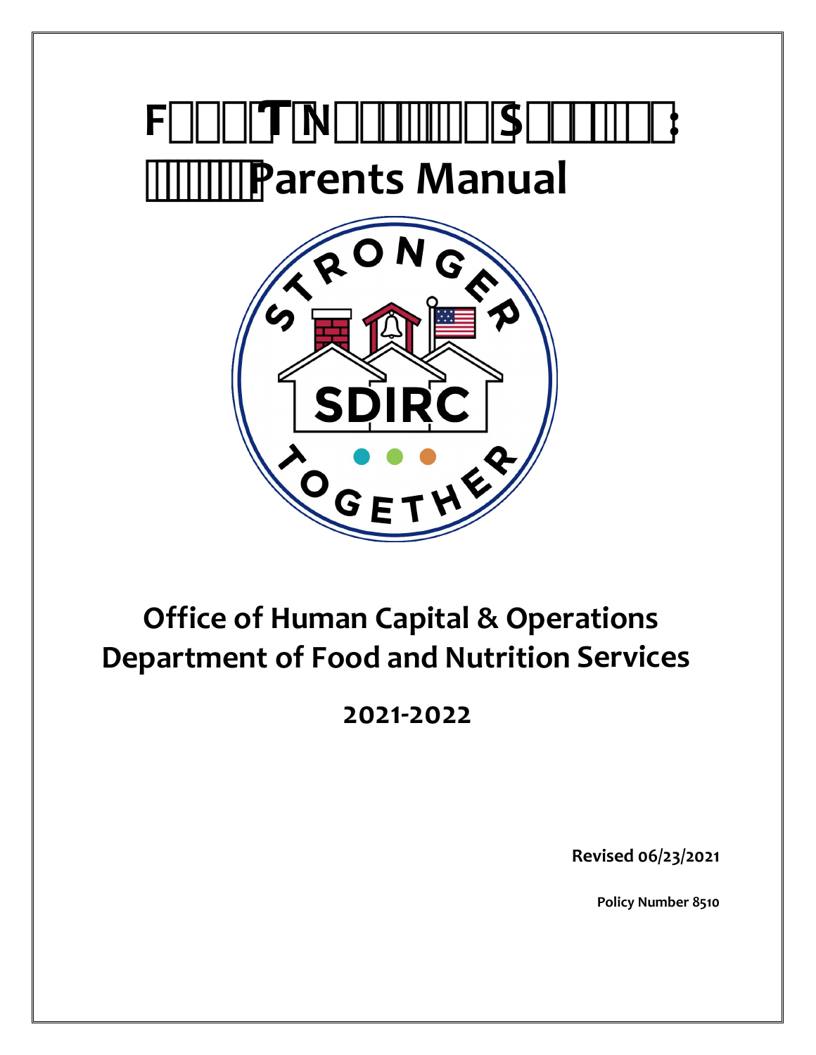# F□□□□T□N□□□□□□□□S□□□□□□□: □□□□□□□Parents Manual

## Office of Human Capital & Operations
## Department of Food and Nutrition Services

## 2021-2022

**Revised 06/23/2021**

**Policy Number 8510**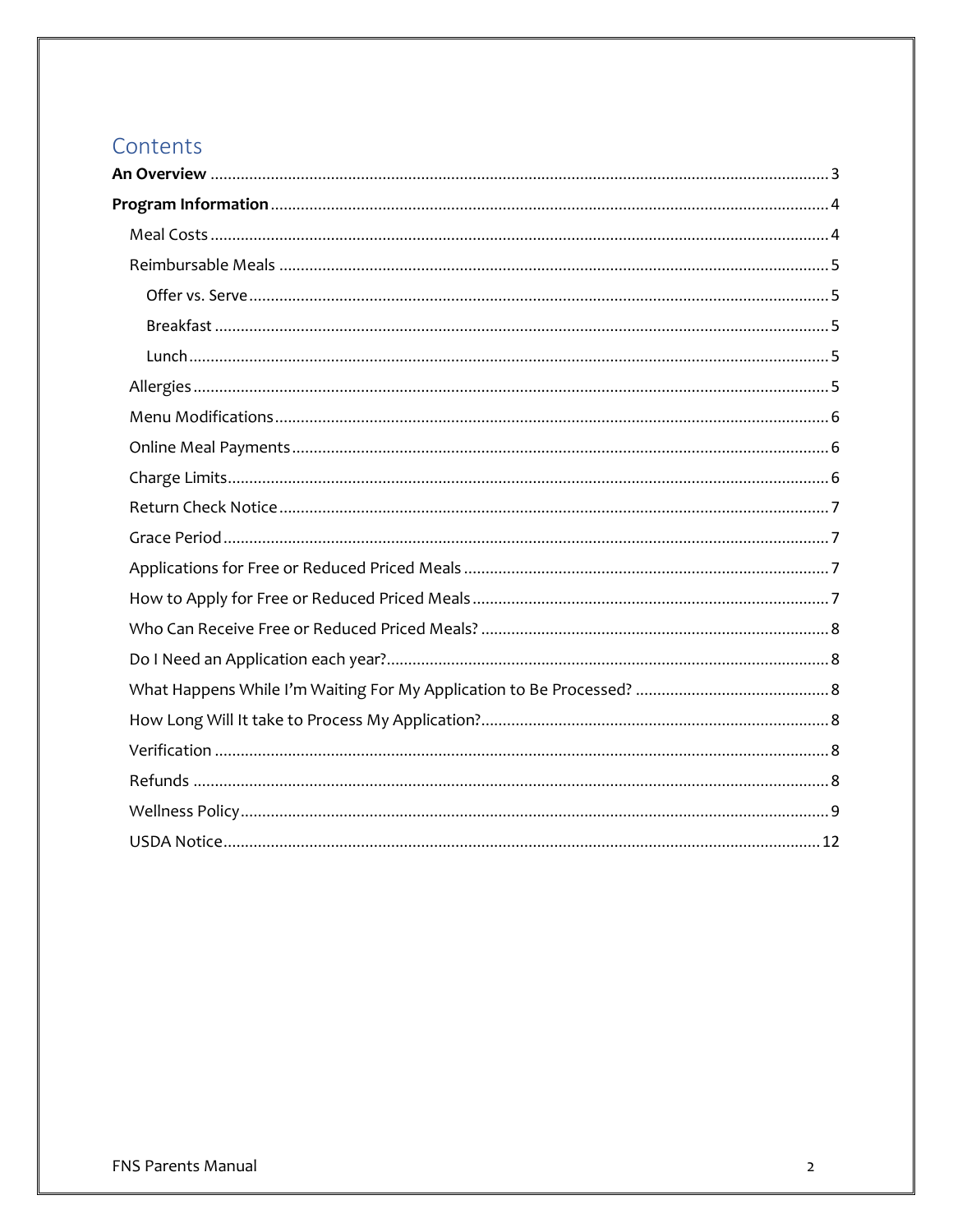# Contents

**An Overview** .......... 3

**Program Information** .......... 4

- Meal Costs .......... 4
- Reimbursable Meals .......... 5
  - Offer vs. Serve .......... 5
  - Breakfast .......... 5
  - Lunch .......... 5
- Allergies .......... 5
- Menu Modifications .......... 6
- Online Meal Payments .......... 6
- Charge Limits .......... 6
- Return Check Notice .......... 7
- Grace Period .......... 7
- Applications for Free or Reduced Priced Meals .......... 7
- How to Apply for Free or Reduced Priced Meals .......... 7
- Who Can Receive Free or Reduced Priced Meals? .......... 8
- Do I Need an Application each year? .......... 8
- What Happens While I'm Waiting For My Application to Be Processed? .......... 8
- How Long Will It take to Process My Application? .......... 8
- Verification .......... 8
- Refunds .......... 8
- Wellness Policy .......... 9
- USDA Notice .......... 12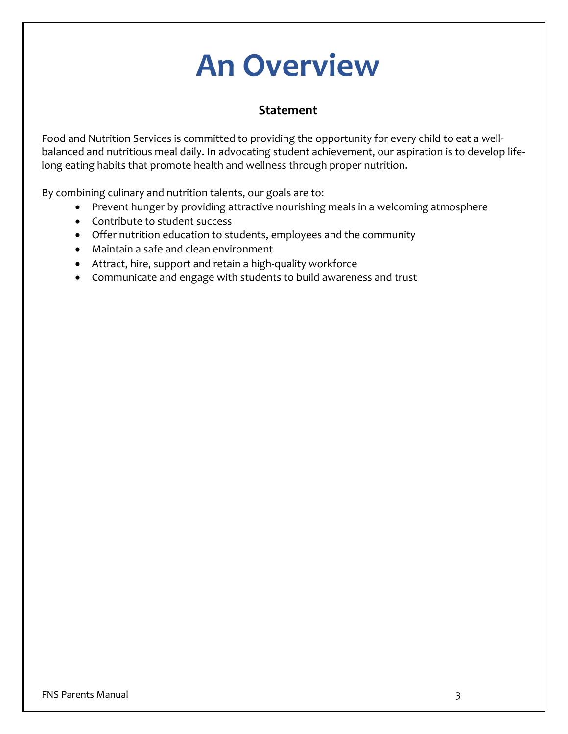# An Overview

### Statement

Food and Nutrition Services is committed to providing the opportunity for every child to eat a well-balanced and nutritious meal daily. In advocating student achievement, our aspiration is to develop life-long eating habits that promote health and wellness through proper nutrition.

By combining culinary and nutrition talents, our goals are to:

- Prevent hunger by providing attractive nourishing meals in a welcoming atmosphere
- Contribute to student success
- Offer nutrition education to students, employees and the community
- Maintain a safe and clean environment
- Attract, hire, support and retain a high-quality workforce
- Communicate and engage with students to build awareness and trust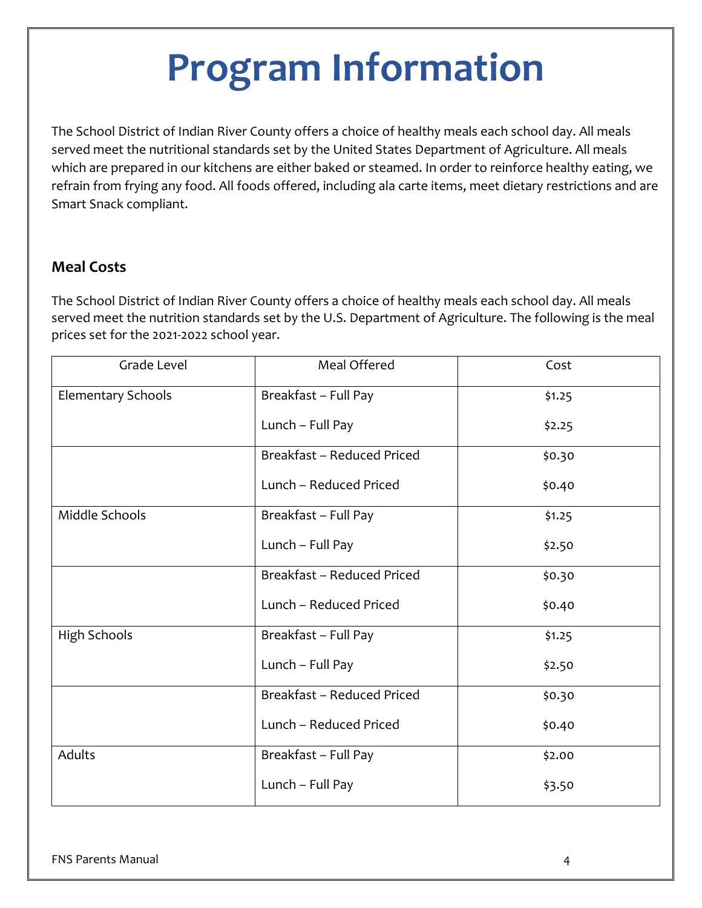# Program Information

The School District of Indian River County offers a choice of healthy meals each school day. All meals served meet the nutritional standards set by the United States Department of Agriculture. All meals which are prepared in our kitchens are either baked or steamed. In order to reinforce healthy eating, we refrain from frying any food. All foods offered, including ala carte items, meet dietary restrictions and are Smart Snack compliant.

## Meal Costs

The School District of Indian River County offers a choice of healthy meals each school day. All meals served meet the nutrition standards set by the U.S. Department of Agriculture. The following is the meal prices set for the 2021-2022 school year.

| Grade Level | Meal Offered | Cost |
|---|---|---|
| Elementary Schools | Breakfast – Full Pay<br>Lunch – Full Pay | $1.25<br>$2.25 |
| | Breakfast – Reduced Priced<br>Lunch – Reduced Priced | $0.30<br>$0.40 |
| Middle Schools | Breakfast – Full Pay<br>Lunch – Full Pay | $1.25<br>$2.50 |
| | Breakfast – Reduced Priced<br>Lunch – Reduced Priced | $0.30<br>$0.40 |
| High Schools | Breakfast – Full Pay<br>Lunch – Full Pay | $1.25<br>$2.50 |
| | Breakfast – Reduced Priced<br>Lunch – Reduced Priced | $0.30<br>$0.40 |
| Adults | Breakfast – Full Pay<br>Lunch – Full Pay | $2.00<br>$3.50 |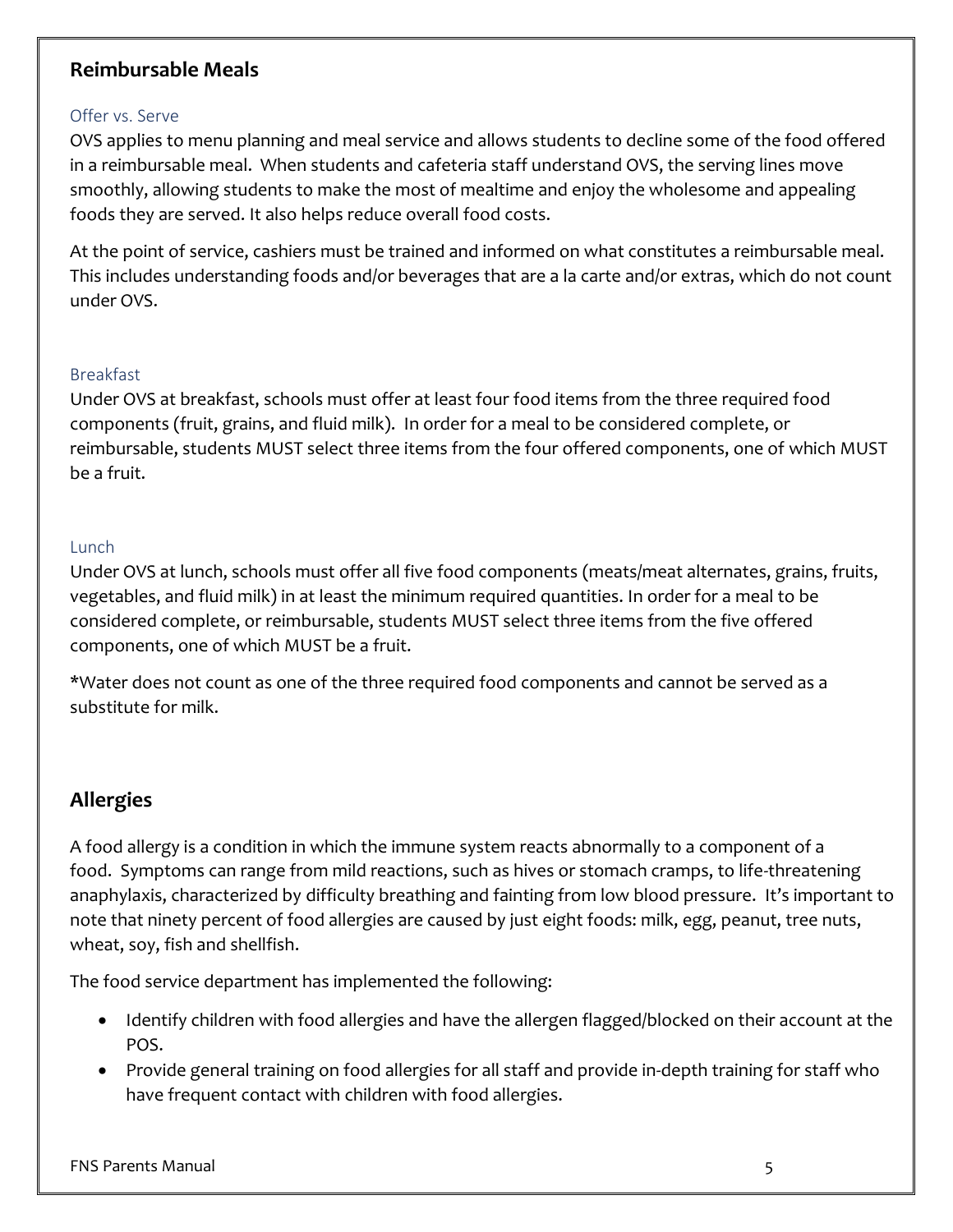## Reimbursable Meals

### Offer vs. Serve

OVS applies to menu planning and meal service and allows students to decline some of the food offered in a reimbursable meal. When students and cafeteria staff understand OVS, the serving lines move smoothly, allowing students to make the most of mealtime and enjoy the wholesome and appealing foods they are served. It also helps reduce overall food costs.

At the point of service, cashiers must be trained and informed on what constitutes a reimbursable meal. This includes understanding foods and/or beverages that are a la carte and/or extras, which do not count under OVS.

### Breakfast

Under OVS at breakfast, schools must offer at least four food items from the three required food components (fruit, grains, and fluid milk). In order for a meal to be considered complete, or reimbursable, students MUST select three items from the four offered components, one of which MUST be a fruit.

### Lunch

Under OVS at lunch, schools must offer all five food components (meats/meat alternates, grains, fruits, vegetables, and fluid milk) in at least the minimum required quantities. In order for a meal to be considered complete, or reimbursable, students MUST select three items from the five offered components, one of which MUST be a fruit.

*Water does not count as one of the three required food components and cannot be served as a substitute for milk.

## Allergies

A food allergy is a condition in which the immune system reacts abnormally to a component of a food. Symptoms can range from mild reactions, such as hives or stomach cramps, to life-threatening anaphylaxis, characterized by difficulty breathing and fainting from low blood pressure. It's important to note that ninety percent of food allergies are caused by just eight foods: milk, egg, peanut, tree nuts, wheat, soy, fish and shellfish.

The food service department has implemented the following:

- Identify children with food allergies and have the allergen flagged/blocked on their account at the POS.
- Provide general training on food allergies for all staff and provide in-depth training for staff who have frequent contact with children with food allergies.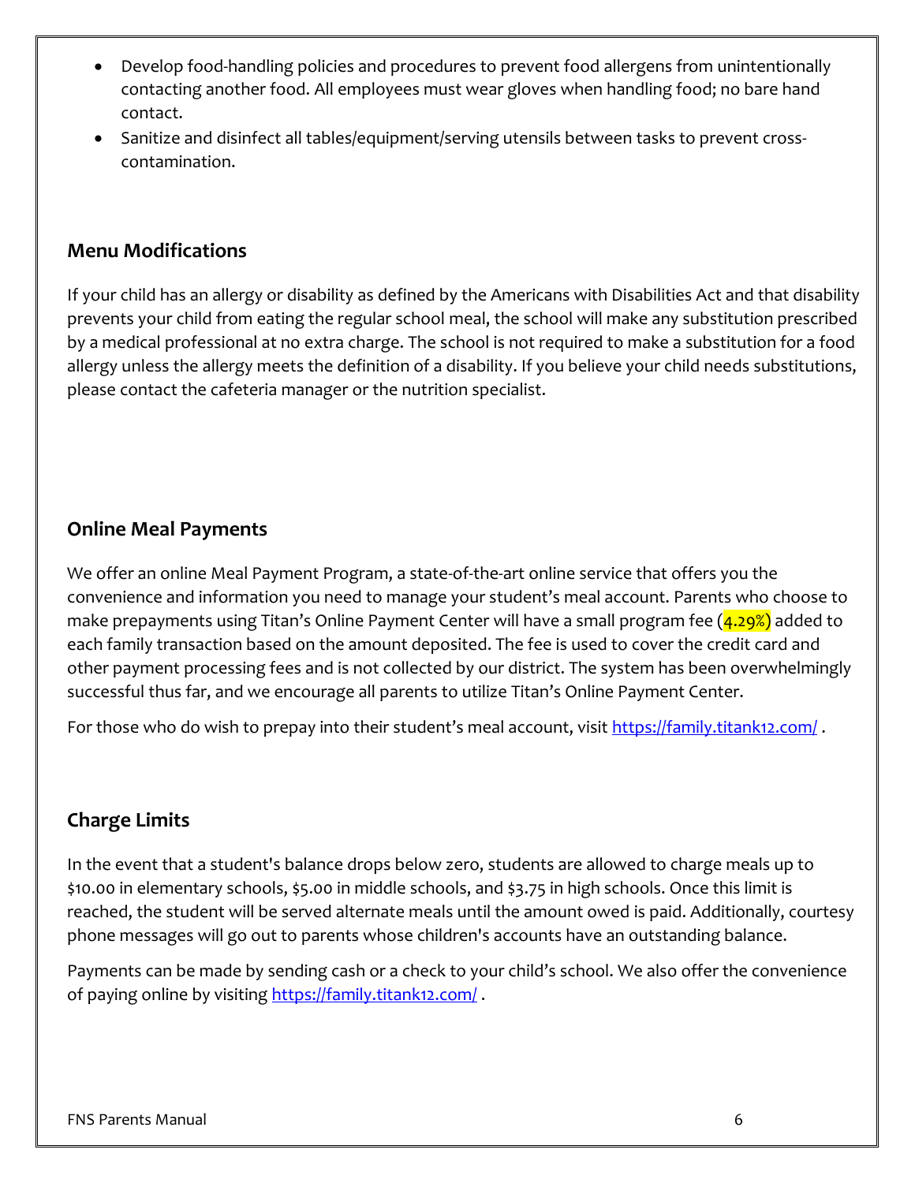- Develop food-handling policies and procedures to prevent food allergens from unintentionally contacting another food. All employees must wear gloves when handling food; no bare hand contact.
- Sanitize and disinfect all tables/equipment/serving utensils between tasks to prevent cross-contamination.

## Menu Modifications

If your child has an allergy or disability as defined by the Americans with Disabilities Act and that disability prevents your child from eating the regular school meal, the school will make any substitution prescribed by a medical professional at no extra charge. The school is not required to make a substitution for a food allergy unless the allergy meets the definition of a disability. If you believe your child needs substitutions, please contact the cafeteria manager or the nutrition specialist.

## Online Meal Payments

We offer an online Meal Payment Program, a state-of-the-art online service that offers you the convenience and information you need to manage your student's meal account. Parents who choose to make prepayments using Titan's Online Payment Center will have a small program fee (4.29%) added to each family transaction based on the amount deposited. The fee is used to cover the credit card and other payment processing fees and is not collected by our district. The system has been overwhelmingly successful thus far, and we encourage all parents to utilize Titan's Online Payment Center.

For those who do wish to prepay into their student's meal account, visit https://family.titank12.com/ .

## Charge Limits

In the event that a student's balance drops below zero, students are allowed to charge meals up to $10.00 in elementary schools, $5.00 in middle schools, and $3.75 in high schools. Once this limit is reached, the student will be served alternate meals until the amount owed is paid. Additionally, courtesy phone messages will go out to parents whose children's accounts have an outstanding balance.

Payments can be made by sending cash or a check to your child's school. We also offer the convenience of paying online by visiting https://family.titank12.com/ .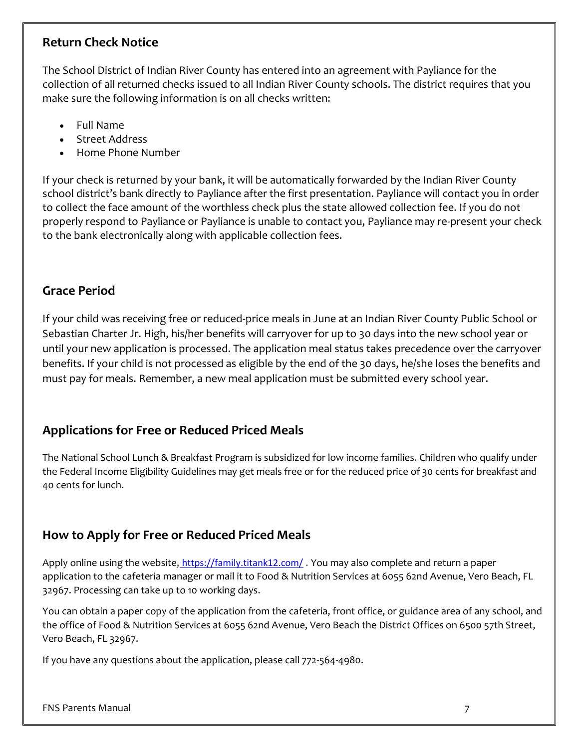## Return Check Notice

The School District of Indian River County has entered into an agreement with Payliance for the collection of all returned checks issued to all Indian River County schools. The district requires that you make sure the following information is on all checks written:

- Full Name
- Street Address
- Home Phone Number

If your check is returned by your bank, it will be automatically forwarded by the Indian River County school district's bank directly to Payliance after the first presentation. Payliance will contact you in order to collect the face amount of the worthless check plus the state allowed collection fee. If you do not properly respond to Payliance or Payliance is unable to contact you, Payliance may re-present your check to the bank electronically along with applicable collection fees.

## Grace Period

If your child was receiving free or reduced-price meals in June at an Indian River County Public School or Sebastian Charter Jr. High, his/her benefits will carryover for up to 30 days into the new school year or until your new application is processed. The application meal status takes precedence over the carryover benefits. If your child is not processed as eligible by the end of the 30 days, he/she loses the benefits and must pay for meals. Remember, a new meal application must be submitted every school year.

## Applications for Free or Reduced Priced Meals

The National School Lunch & Breakfast Program is subsidized for low income families. Children who qualify under the Federal Income Eligibility Guidelines may get meals free or for the reduced price of 30 cents for breakfast and 40 cents for lunch.

## How to Apply for Free or Reduced Priced Meals

Apply online using the website, https://family.titank12.com/ . You may also complete and return a paper application to the cafeteria manager or mail it to Food & Nutrition Services at 6055 62nd Avenue, Vero Beach, FL 32967. Processing can take up to 10 working days.

You can obtain a paper copy of the application from the cafeteria, front office, or guidance area of any school, and the office of Food & Nutrition Services at 6055 62nd Avenue, Vero Beach the District Offices on 6500 57th Street, Vero Beach, FL 32967.

If you have any questions about the application, please call 772-564-4980.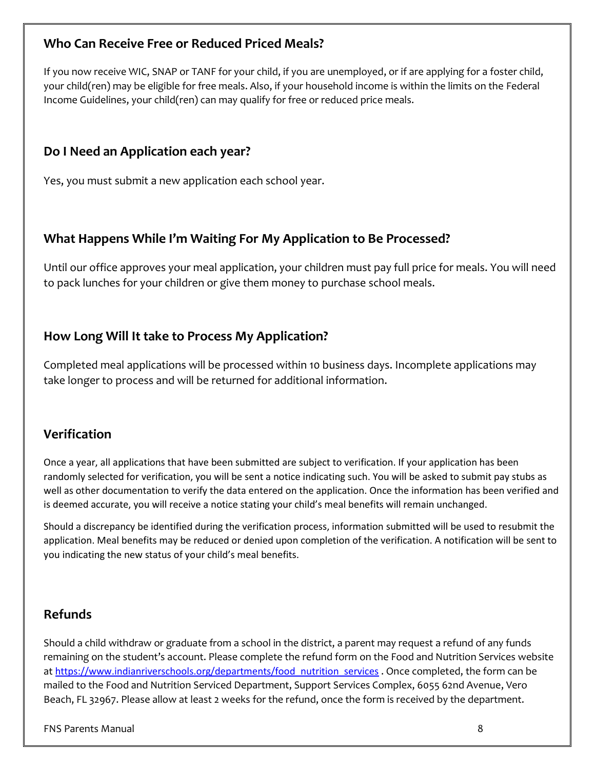## Who Can Receive Free or Reduced Priced Meals?

If you now receive WIC, SNAP or TANF for your child, if you are unemployed, or if are applying for a foster child, your child(ren) may be eligible for free meals. Also, if your household income is within the limits on the Federal Income Guidelines, your child(ren) can may qualify for free or reduced price meals.

## Do I Need an Application each year?

Yes, you must submit a new application each school year.

## What Happens While I'm Waiting For My Application to Be Processed?

Until our office approves your meal application, your children must pay full price for meals. You will need to pack lunches for your children or give them money to purchase school meals.

## How Long Will It take to Process My Application?

Completed meal applications will be processed within 10 business days. Incomplete applications may take longer to process and will be returned for additional information.

## Verification

Once a year, all applications that have been submitted are subject to verification. If your application has been randomly selected for verification, you will be sent a notice indicating such. You will be asked to submit pay stubs as well as other documentation to verify the data entered on the application. Once the information has been verified and is deemed accurate, you will receive a notice stating your child's meal benefits will remain unchanged.

Should a discrepancy be identified during the verification process, information submitted will be used to resubmit the application. Meal benefits may be reduced or denied upon completion of the verification. A notification will be sent to you indicating the new status of your child's meal benefits.

## Refunds

Should a child withdraw or graduate from a school in the district, a parent may request a refund of any funds remaining on the student's account. Please complete the refund form on the Food and Nutrition Services website at [https://www.indianriverschools.org/departments/food_nutrition_services](https://www.indianriverschools.org/departments/food_nutrition_services) . Once completed, the form can be mailed to the Food and Nutrition Serviced Department, Support Services Complex, 6055 62nd Avenue, Vero Beach, FL 32967. Please allow at least 2 weeks for the refund, once the form is received by the department.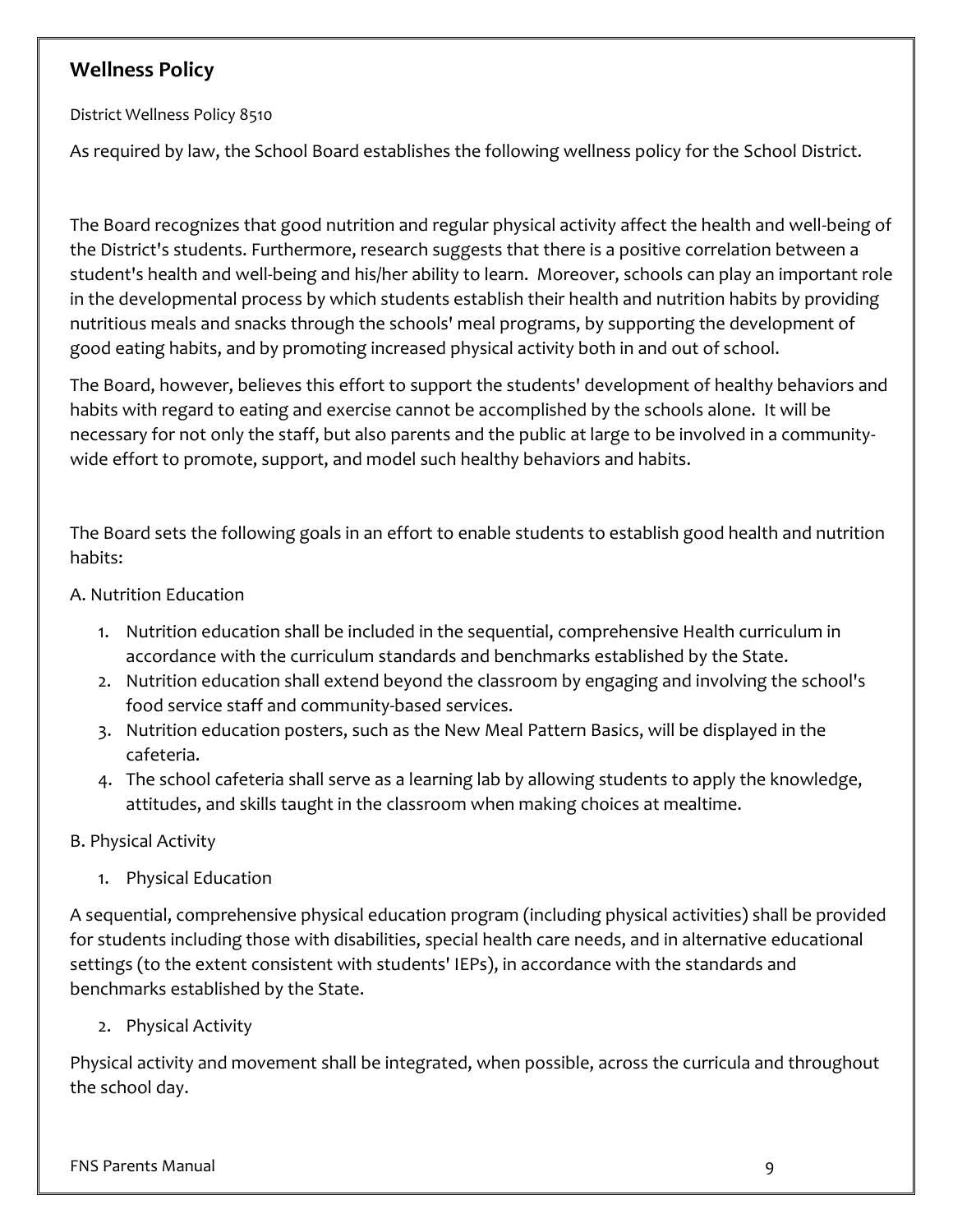## Wellness Policy

District Wellness Policy 8510

As required by law, the School Board establishes the following wellness policy for the School District.

The Board recognizes that good nutrition and regular physical activity affect the health and well-being of the District's students. Furthermore, research suggests that there is a positive correlation between a student's health and well-being and his/her ability to learn. Moreover, schools can play an important role in the developmental process by which students establish their health and nutrition habits by providing nutritious meals and snacks through the schools' meal programs, by supporting the development of good eating habits, and by promoting increased physical activity both in and out of school.

The Board, however, believes this effort to support the students' development of healthy behaviors and habits with regard to eating and exercise cannot be accomplished by the schools alone. It will be necessary for not only the staff, but also parents and the public at large to be involved in a community-wide effort to promote, support, and model such healthy behaviors and habits.

The Board sets the following goals in an effort to enable students to establish good health and nutrition habits:

A. Nutrition Education

1. Nutrition education shall be included in the sequential, comprehensive Health curriculum in accordance with the curriculum standards and benchmarks established by the State.
2. Nutrition education shall extend beyond the classroom by engaging and involving the school's food service staff and community-based services.
3. Nutrition education posters, such as the New Meal Pattern Basics, will be displayed in the cafeteria.
4. The school cafeteria shall serve as a learning lab by allowing students to apply the knowledge, attitudes, and skills taught in the classroom when making choices at mealtime.

B. Physical Activity

1. Physical Education

A sequential, comprehensive physical education program (including physical activities) shall be provided for students including those with disabilities, special health care needs, and in alternative educational settings (to the extent consistent with students' IEPs), in accordance with the standards and benchmarks established by the State.

2. Physical Activity

Physical activity and movement shall be integrated, when possible, across the curricula and throughout the school day.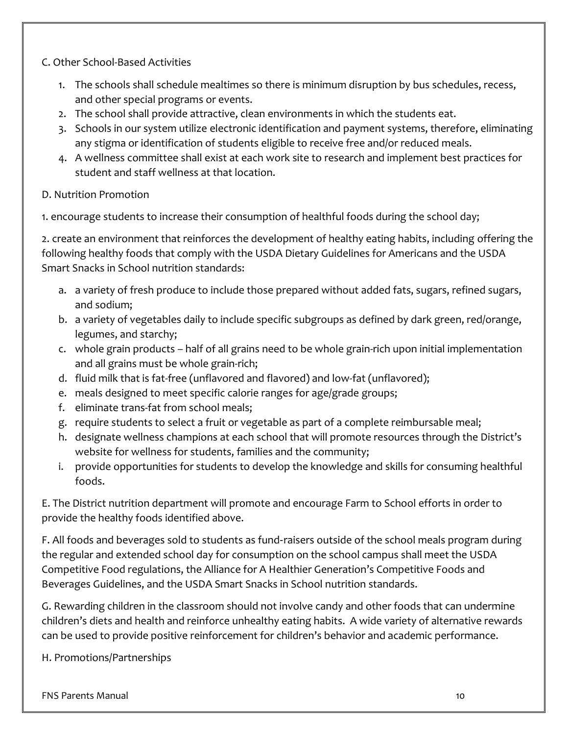C. Other School-Based Activities

1. The schools shall schedule mealtimes so there is minimum disruption by bus schedules, recess, and other special programs or events.
2. The school shall provide attractive, clean environments in which the students eat.
3. Schools in our system utilize electronic identification and payment systems, therefore, eliminating any stigma or identification of students eligible to receive free and/or reduced meals.
4. A wellness committee shall exist at each work site to research and implement best practices for student and staff wellness at that location.

D. Nutrition Promotion

1. encourage students to increase their consumption of healthful foods during the school day;

2. create an environment that reinforces the development of healthy eating habits, including offering the following healthy foods that comply with the USDA Dietary Guidelines for Americans and the USDA Smart Snacks in School nutrition standards:

a. a variety of fresh produce to include those prepared without added fats, sugars, refined sugars, and sodium;
b. a variety of vegetables daily to include specific subgroups as defined by dark green, red/orange, legumes, and starchy;
c. whole grain products – half of all grains need to be whole grain-rich upon initial implementation and all grains must be whole grain-rich;
d. fluid milk that is fat-free (unflavored and flavored) and low-fat (unflavored);
e. meals designed to meet specific calorie ranges for age/grade groups;
f. eliminate trans-fat from school meals;
g. require students to select a fruit or vegetable as part of a complete reimbursable meal;
h. designate wellness champions at each school that will promote resources through the District's website for wellness for students, families and the community;
i. provide opportunities for students to develop the knowledge and skills for consuming healthful foods.

E. The District nutrition department will promote and encourage Farm to School efforts in order to provide the healthy foods identified above.

F. All foods and beverages sold to students as fund-raisers outside of the school meals program during the regular and extended school day for consumption on the school campus shall meet the USDA Competitive Food regulations, the Alliance for A Healthier Generation's Competitive Foods and Beverages Guidelines, and the USDA Smart Snacks in School nutrition standards.

G. Rewarding children in the classroom should not involve candy and other foods that can undermine children's diets and health and reinforce unhealthy eating habits. A wide variety of alternative rewards can be used to provide positive reinforcement for children's behavior and academic performance.

H. Promotions/Partnerships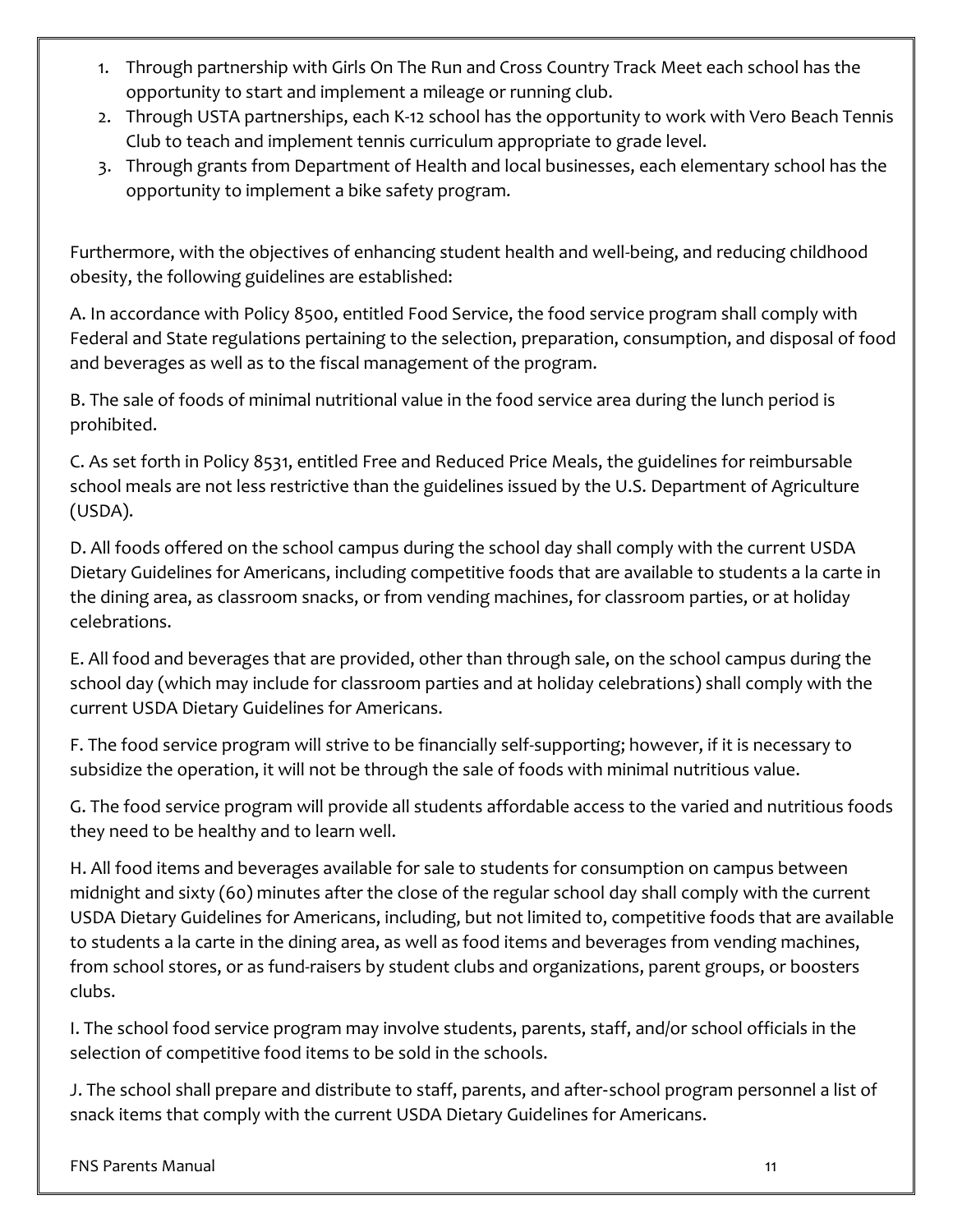1. Through partnership with Girls On The Run and Cross Country Track Meet each school has the opportunity to start and implement a mileage or running club.
2. Through USTA partnerships, each K-12 school has the opportunity to work with Vero Beach Tennis Club to teach and implement tennis curriculum appropriate to grade level.
3. Through grants from Department of Health and local businesses, each elementary school has the opportunity to implement a bike safety program.

Furthermore, with the objectives of enhancing student health and well-being, and reducing childhood obesity, the following guidelines are established:

A. In accordance with Policy 8500, entitled Food Service, the food service program shall comply with Federal and State regulations pertaining to the selection, preparation, consumption, and disposal of food and beverages as well as to the fiscal management of the program.

B. The sale of foods of minimal nutritional value in the food service area during the lunch period is prohibited.

C. As set forth in Policy 8531, entitled Free and Reduced Price Meals, the guidelines for reimbursable school meals are not less restrictive than the guidelines issued by the U.S. Department of Agriculture (USDA).

D. All foods offered on the school campus during the school day shall comply with the current USDA Dietary Guidelines for Americans, including competitive foods that are available to students a la carte in the dining area, as classroom snacks, or from vending machines, for classroom parties, or at holiday celebrations.

E. All food and beverages that are provided, other than through sale, on the school campus during the school day (which may include for classroom parties and at holiday celebrations) shall comply with the current USDA Dietary Guidelines for Americans.

F. The food service program will strive to be financially self-supporting; however, if it is necessary to subsidize the operation, it will not be through the sale of foods with minimal nutritious value.

G. The food service program will provide all students affordable access to the varied and nutritious foods they need to be healthy and to learn well.

H. All food items and beverages available for sale to students for consumption on campus between midnight and sixty (60) minutes after the close of the regular school day shall comply with the current USDA Dietary Guidelines for Americans, including, but not limited to, competitive foods that are available to students a la carte in the dining area, as well as food items and beverages from vending machines, from school stores, or as fund-raisers by student clubs and organizations, parent groups, or boosters clubs.

I. The school food service program may involve students, parents, staff, and/or school officials in the selection of competitive food items to be sold in the schools.

J. The school shall prepare and distribute to staff, parents, and after-school program personnel a list of snack items that comply with the current USDA Dietary Guidelines for Americans.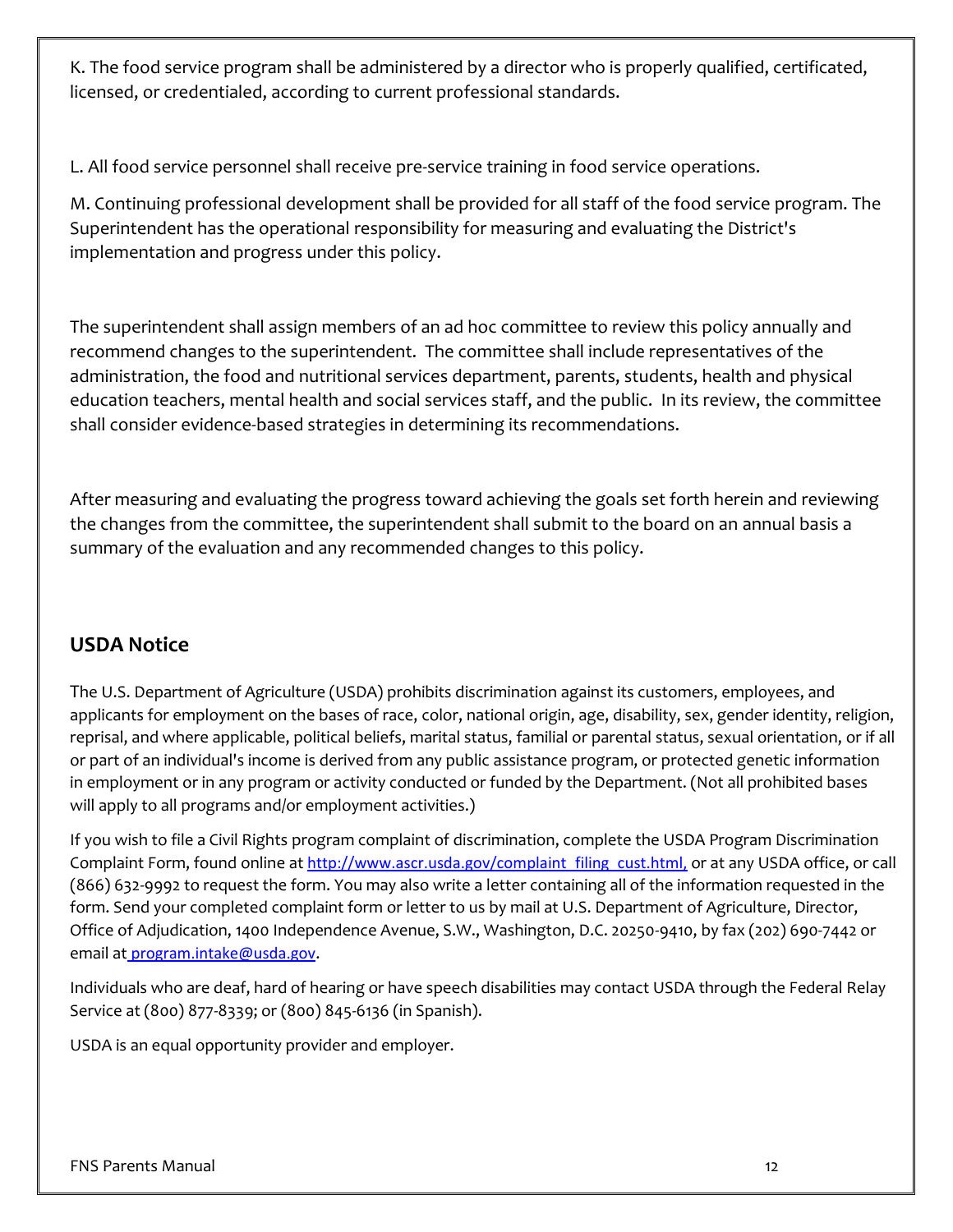K. The food service program shall be administered by a director who is properly qualified, certificated, licensed, or credentialed, according to current professional standards.

L. All food service personnel shall receive pre-service training in food service operations.

M. Continuing professional development shall be provided for all staff of the food service program. The Superintendent has the operational responsibility for measuring and evaluating the District's implementation and progress under this policy.

The superintendent shall assign members of an ad hoc committee to review this policy annually and recommend changes to the superintendent. The committee shall include representatives of the administration, the food and nutritional services department, parents, students, health and physical education teachers, mental health and social services staff, and the public. In its review, the committee shall consider evidence-based strategies in determining its recommendations.

After measuring and evaluating the progress toward achieving the goals set forth herein and reviewing the changes from the committee, the superintendent shall submit to the board on an annual basis a summary of the evaluation and any recommended changes to this policy.

## USDA Notice

The U.S. Department of Agriculture (USDA) prohibits discrimination against its customers, employees, and applicants for employment on the bases of race, color, national origin, age, disability, sex, gender identity, religion, reprisal, and where applicable, political beliefs, marital status, familial or parental status, sexual orientation, or if all or part of an individual's income is derived from any public assistance program, or protected genetic information in employment or in any program or activity conducted or funded by the Department. (Not all prohibited bases will apply to all programs and/or employment activities.)

If you wish to file a Civil Rights program complaint of discrimination, complete the USDA Program Discrimination Complaint Form, found online at http://www.ascr.usda.gov/complaint_filing_cust.html, or at any USDA office, or call (866) 632-9992 to request the form. You may also write a letter containing all of the information requested in the form. Send your completed complaint form or letter to us by mail at U.S. Department of Agriculture, Director, Office of Adjudication, 1400 Independence Avenue, S.W., Washington, D.C. 20250-9410, by fax (202) 690-7442 or email at program.intake@usda.gov.

Individuals who are deaf, hard of hearing or have speech disabilities may contact USDA through the Federal Relay Service at (800) 877-8339; or (800) 845-6136 (in Spanish).

USDA is an equal opportunity provider and employer.